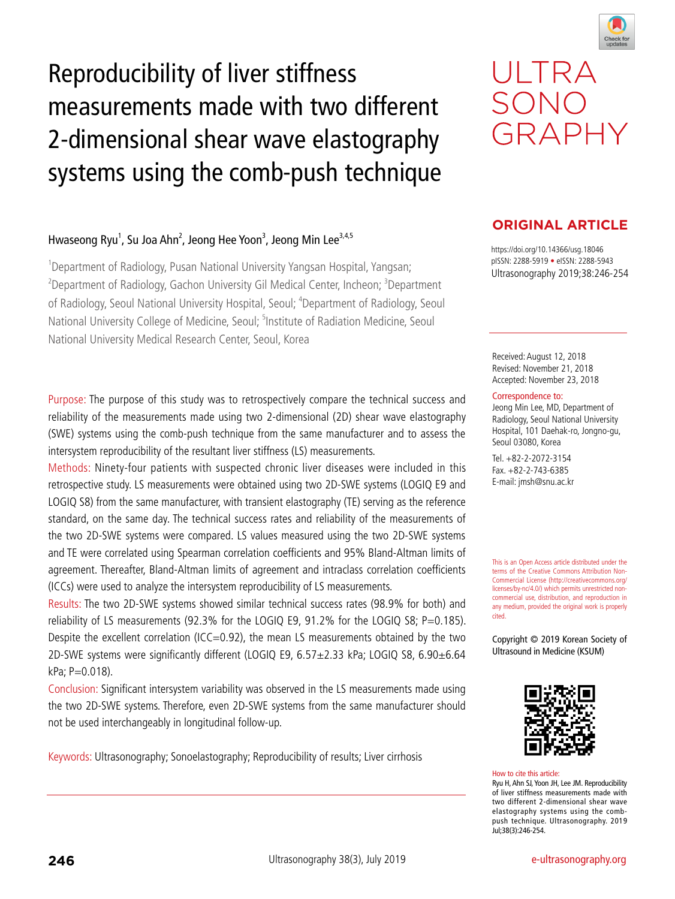# Reproducibility of liver stiffness measurements made with two different 2-dimensional shear wave elastography systems using the comb-push technique

ULTRASONOGRAPHY

**ORIGINAL ARTICLE**

https://doi.org/10.14366/usg.18046
pISSN: 2288-5919 • eISSN: 2288-5943
Ultrasonography 2019;38:246-254

Hwaseong Ryu[1], Su Joa Ahn[2], Jeong Hee Yoon[3], Jeong Min Lee[3,4,5]

[1]Department of Radiology, Pusan National University Yangsan Hospital, Yangsan; [2]Department of Radiology, Gachon University Gil Medical Center, Incheon; [3]Department of Radiology, Seoul National University Hospital, Seoul; [4]Department of Radiology, Seoul National University College of Medicine, Seoul; [5]Institute of Radiation Medicine, Seoul National University Medical Research Center, Seoul, Korea

Received: August 12, 2018
Revised: November 21, 2018
Accepted: November 23, 2018

Correspondence to:
Jeong Min Lee, MD, Department of Radiology, Seoul National University Hospital, 101 Daehak-ro, Jongno-gu, Seoul 03080, Korea

Tel. +82-2-2072-3154
Fax. +82-2-743-6385
E-mail: jmsh@snu.ac.kr

Purpose: The purpose of this study was to retrospectively compare the technical success and reliability of the measurements made using two 2-dimensional (2D) shear wave elastography (SWE) systems using the comb-push technique from the same manufacturer and to assess the intersystem reproducibility of the resultant liver stiffness (LS) measurements.

Methods: Ninety-four patients with suspected chronic liver diseases were included in this retrospective study. LS measurements were obtained using two 2D-SWE systems (LOGIQ E9 and LOGIQ S8) from the same manufacturer, with transient elastography (TE) serving as the reference standard, on the same day. The technical success rates and reliability of the measurements of the two 2D-SWE systems were compared. LS values measured using the two 2D-SWE systems and TE were correlated using Spearman correlation coefficients and 95% Bland-Altman limits of agreement. Thereafter, Bland-Altman limits of agreement and intraclass correlation coefficients (ICCs) were used to analyze the intersystem reproducibility of LS measurements.

Results: The two 2D-SWE systems showed similar technical success rates (98.9% for both) and reliability of LS measurements (92.3% for the LOGIQ E9, 91.2% for the LOGIQ S8; P=0.185). Despite the excellent correlation (ICC=0.92), the mean LS measurements obtained by the two 2D-SWE systems were significantly different (LOGIQ E9, 6.57±2.33 kPa; LOGIQ S8, 6.90±6.64 kPa; P=0.018).

Conclusion: Significant intersystem variability was observed in the LS measurements made using the two 2D-SWE systems. Therefore, even 2D-SWE systems from the same manufacturer should not be used interchangeably in longitudinal follow-up.

Keywords: Ultrasonography; Sonoelastography; Reproducibility of results; Liver cirrhosis

This is an Open Access article distributed under the terms of the Creative Commons Attribution Non-Commercial License (http://creativecommons.org/licenses/by-nc/4.0/) which permits unrestricted non-commercial use, distribution, and reproduction in any medium, provided the original work is properly cited.

Copyright © 2019 Korean Society of Ultrasound in Medicine (KSUM)

How to cite this article:
Ryu H, Ahn SJ, Yoon JH, Lee JM. Reproducibility of liver stiffness measurements made with two different 2-dimensional shear wave elastography systems using the comb-push technique. Ultrasonography. 2019 Jul;38(3):246-254.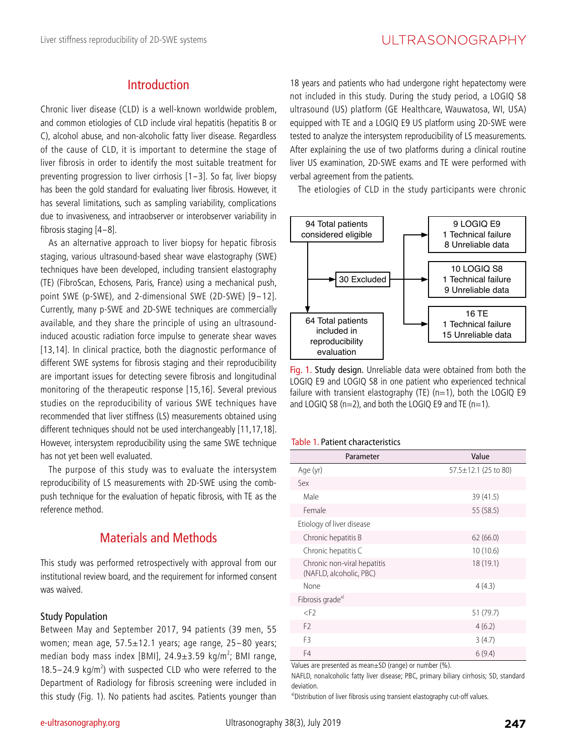## Introduction

Chronic liver disease (CLD) is a well-known worldwide problem, and common etiologies of CLD include viral hepatitis (hepatitis B or C), alcohol abuse, and non-alcoholic fatty liver disease. Regardless of the cause of CLD, it is important to determine the stage of liver fibrosis in order to identify the most suitable treatment for preventing progression to liver cirrhosis [1–3]. So far, liver biopsy has been the gold standard for evaluating liver fibrosis. However, it has several limitations, such as sampling variability, complications due to invasiveness, and intraobserver or interobserver variability in fibrosis staging [4–8].

As an alternative approach to liver biopsy for hepatic fibrosis staging, various ultrasound-based shear wave elastography (SWE) techniques have been developed, including transient elastography (TE) (FibroScan, Echosens, Paris, France) using a mechanical push, point SWE (p-SWE), and 2-dimensional SWE (2D-SWE) [9–12]. Currently, many p-SWE and 2D-SWE techniques are commercially available, and they share the principle of using an ultrasound-induced acoustic radiation force impulse to generate shear waves [13,14]. In clinical practice, both the diagnostic performance of different SWE systems for fibrosis staging and their reproducibility are important issues for detecting severe fibrosis and longitudinal monitoring of the therapeutic response [15,16]. Several previous studies on the reproducibility of various SWE techniques have recommended that liver stiffness (LS) measurements obtained using different techniques should not be used interchangeably [11,17,18]. However, intersystem reproducibility using the same SWE technique has not yet been well evaluated.

The purpose of this study was to evaluate the intersystem reproducibility of LS measurements with 2D-SWE using the comb-push technique for the evaluation of hepatic fibrosis, with TE as the reference method.

## Materials and Methods

This study was performed retrospectively with approval from our institutional review board, and the requirement for informed consent was waived.

### Study Population

Between May and September 2017, 94 patients (39 men, 55 women; mean age, 57.5±12.1 years; age range, 25–80 years; median body mass index [BMI], 24.9±3.59 kg/m$^2$; BMI range, 18.5–24.9 kg/m$^2$) with suspected CLD who were referred to the Department of Radiology for fibrosis screening were included in this study (Fig. 1). No patients had ascites. Patients younger than 18 years and patients who had undergone right hepatectomy were not included in this study. During the study period, a LOGIQ S8 ultrasound (US) platform (GE Healthcare, Wauwatosa, WI, USA) equipped with TE and a LOGIQ E9 US platform using 2D-SWE were tested to analyze the intersystem reproducibility of LS measurements. After explaining the use of two platforms during a clinical routine liver US examination, 2D-SWE exams and TE were performed with verbal agreement from the patients.

The etiologies of CLD in the study participants were chronic

94 Total patients considered eligible → 30 Excluded → 9 LOGIQ E9 (1 Technical failure, 8 Unreliable data); 10 LOGIQ S8 (1 Technical failure, 9 Unreliable data); 16 TE (1 Technical failure, 15 Unreliable data)
→ 64 Total patients included in reproducibility evaluation

Fig. 1. Study design. Unreliable data were obtained from both the LOGIQ E9 and LOGIQ S8 in one patient who experienced technical failure with transient elastography (TE) (n=1), both the LOGIQ E9 and LOGIQ S8 (n=2), and both the LOGIQ E9 and TE (n=1).

Table 1. Patient characteristics

| Parameter | Value |
|---|---|
| Age (yr) | 57.5±12.1 (25 to 80) |
| Sex | |
| Male | 39 (41.5) |
| Female | 55 (58.5) |
| Etiology of liver disease | |
| Chronic hepatitis B | 62 (66.0) |
| Chronic hepatitis C | 10 (10.6) |
| Chronic non-viral hepatitis (NAFLD, alcoholic, PBC) | 18 (19.1) |
| None | 4 (4.3) |
| Fibrosis grade[a] | |
| <F2 | 51 (79.7) |
| F2 | 4 (6.2) |
| F3 | 3 (4.7) |
| F4 | 6 (9.4) |

Values are presented as mean±SD (range) or number (%).

NAFLD, nonalcoholic fatty liver disease; PBC, primary biliary cirrhosis; SD, standard deviation.

[a]Distribution of liver fibrosis using transient elastography cut-off values.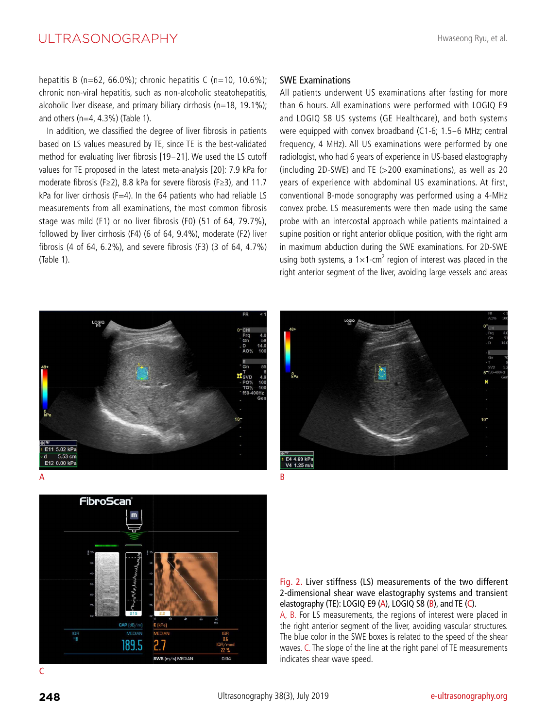hepatitis B (n=62, 66.0%); chronic hepatitis C (n=10, 10.6%); chronic non-viral hepatitis, such as non-alcoholic steatohepatitis, alcoholic liver disease, and primary biliary cirrhosis (n=18, 19.1%); and others (n=4, 4.3%) (Table 1).

In addition, we classified the degree of liver fibrosis in patients based on LS values measured by TE, since TE is the best-validated method for evaluating liver fibrosis [19–21]. We used the LS cutoff values for TE proposed in the latest meta-analysis [20]: 7.9 kPa for moderate fibrosis (F≥2), 8.8 kPa for severe fibrosis (F≥3), and 11.7 kPa for liver cirrhosis (F=4). In the 64 patients who had reliable LS measurements from all examinations, the most common fibrosis stage was mild (F1) or no liver fibrosis (F0) (51 of 64, 79.7%), followed by liver cirrhosis (F4) (6 of 64, 9.4%), moderate (F2) liver fibrosis (4 of 64, 6.2%), and severe fibrosis (F3) (3 of 64, 4.7%) (Table 1).

## SWE Examinations

All patients underwent US examinations after fasting for more than 6 hours. All examinations were performed with LOGIQ E9 and LOGIQ S8 US systems (GE Healthcare), and both systems were equipped with convex broadband (C1-6; 1.5–6 MHz; central frequency, 4 MHz). All US examinations were performed by one radiologist, who had 6 years of experience in US-based elastography (including 2D-SWE) and TE (>200 examinations), as well as 20 years of experience with abdominal US examinations. At first, conventional B-mode sonography was performed using a 4-MHz convex probe. LS measurements were then made using the same probe with an intercostal approach while patients maintained a supine position or right anterior oblique position, with the right arm in maximum abduction during the SWE examinations. For 2D-SWE using both systems, a $1\times1$-$cm^2$ region of interest was placed in the right anterior segment of the liver, avoiding large vessels and areas

Fig. 2. Liver stiffness (LS) measurements of the two different 2-dimensional shear wave elastography systems and transient elastography (TE): LOGIQ E9 (A), LOGIQ S8 (B), and TE (C).
A, B. For LS measurements, the regions of interest were placed in the right anterior segment of the liver, avoiding vascular structures. The blue color in the SWE boxes is related to the speed of the shear waves. C. The slope of the line at the right panel of TE measurements indicates shear wave speed.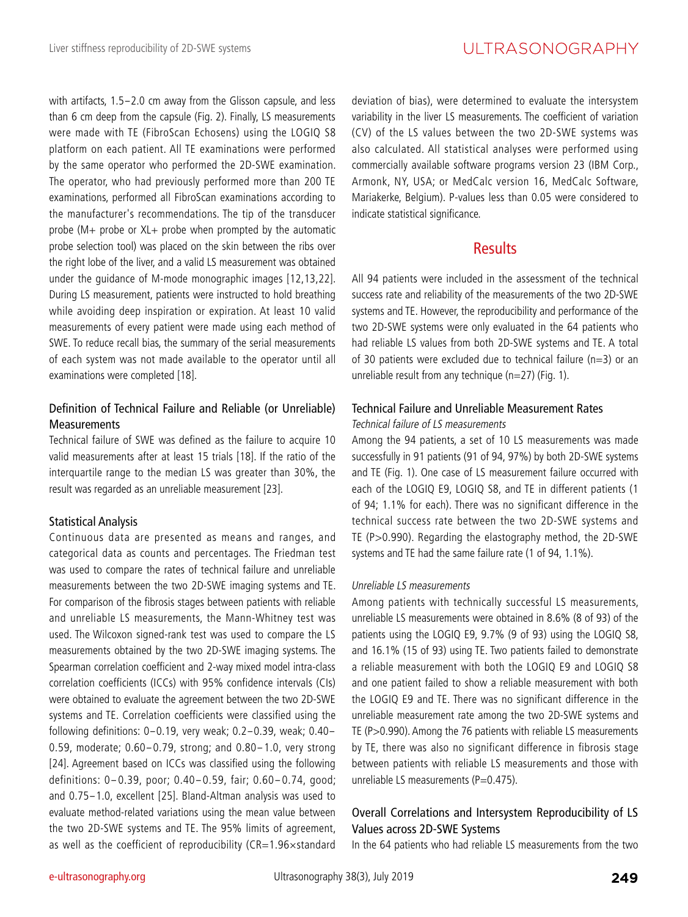with artifacts, 1.5–2.0 cm away from the Glisson capsule, and less than 6 cm deep from the capsule (Fig. 2). Finally, LS measurements were made with TE (FibroScan Echosens) using the LOGIQ S8 platform on each patient. All TE examinations were performed by the same operator who performed the 2D-SWE examination. The operator, who had previously performed more than 200 TE examinations, performed all FibroScan examinations according to the manufacturer's recommendations. The tip of the transducer probe (M+ probe or XL+ probe when prompted by the automatic probe selection tool) was placed on the skin between the ribs over the right lobe of the liver, and a valid LS measurement was obtained under the guidance of M-mode monographic images [12,13,22]. During LS measurement, patients were instructed to hold breathing while avoiding deep inspiration or expiration. At least 10 valid measurements of every patient were made using each method of SWE. To reduce recall bias, the summary of the serial measurements of each system was not made available to the operator until all examinations were completed [18].

### Definition of Technical Failure and Reliable (or Unreliable) Measurements

Technical failure of SWE was defined as the failure to acquire 10 valid measurements after at least 15 trials [18]. If the ratio of the interquartile range to the median LS was greater than 30%, the result was regarded as an unreliable measurement [23].

### Statistical Analysis

Continuous data are presented as means and ranges, and categorical data as counts and percentages. The Friedman test was used to compare the rates of technical failure and unreliable measurements between the two 2D-SWE imaging systems and TE. For comparison of the fibrosis stages between patients with reliable and unreliable LS measurements, the Mann-Whitney test was used. The Wilcoxon signed-rank test was used to compare the LS measurements obtained by the two 2D-SWE imaging systems. The Spearman correlation coefficient and 2-way mixed model intra-class correlation coefficients (ICCs) with 95% confidence intervals (CIs) were obtained to evaluate the agreement between the two 2D-SWE systems and TE. Correlation coefficients were classified using the following definitions: 0–0.19, very weak; 0.2–0.39, weak; 0.40–0.59, moderate; 0.60–0.79, strong; and 0.80–1.0, very strong [24]. Agreement based on ICCs was classified using the following definitions: 0–0.39, poor; 0.40–0.59, fair; 0.60–0.74, good; and 0.75–1.0, excellent [25]. Bland-Altman analysis was used to evaluate method-related variations using the mean value between the two 2D-SWE systems and TE. The 95% limits of agreement, as well as the coefficient of reproducibility (CR=1.96×standard deviation of bias), were determined to evaluate the intersystem variability in the liver LS measurements. The coefficient of variation (CV) of the LS values between the two 2D-SWE systems was also calculated. All statistical analyses were performed using commercially available software programs version 23 (IBM Corp., Armonk, NY, USA; or MedCalc version 16, MedCalc Software, Mariakerke, Belgium). P-values less than 0.05 were considered to indicate statistical significance.

## Results

All 94 patients were included in the assessment of the technical success rate and reliability of the measurements of the two 2D-SWE systems and TE. However, the reproducibility and performance of the two 2D-SWE systems were only evaluated in the 64 patients who had reliable LS values from both 2D-SWE systems and TE. A total of 30 patients were excluded due to technical failure (n=3) or an unreliable result from any technique (n=27) (Fig. 1).

### Technical Failure and Unreliable Measurement Rates

*Technical failure of LS measurements*

Among the 94 patients, a set of 10 LS measurements was made successfully in 91 patients (91 of 94, 97%) by both 2D-SWE systems and TE (Fig. 1). One case of LS measurement failure occurred with each of the LOGIQ E9, LOGIQ S8, and TE in different patients (1 of 94; 1.1% for each). There was no significant difference in the technical success rate between the two 2D-SWE systems and TE (P>0.990). Regarding the elastography method, the 2D-SWE systems and TE had the same failure rate (1 of 94, 1.1%).

*Unreliable LS measurements*

Among patients with technically successful LS measurements, unreliable LS measurements were obtained in 8.6% (8 of 93) of the patients using the LOGIQ E9, 9.7% (9 of 93) using the LOGIQ S8, and 16.1% (15 of 93) using TE. Two patients failed to demonstrate a reliable measurement with both the LOGIQ E9 and LOGIQ S8 and one patient failed to show a reliable measurement with both the LOGIQ E9 and TE. There was no significant difference in the unreliable measurement rate among the two 2D-SWE systems and TE (P>0.990). Among the 76 patients with reliable LS measurements by TE, there was also no significant difference in fibrosis stage between patients with reliable LS measurements and those with unreliable LS measurements (P=0.475).

### Overall Correlations and Intersystem Reproducibility of LS Values across 2D-SWE Systems

In the 64 patients who had reliable LS measurements from the two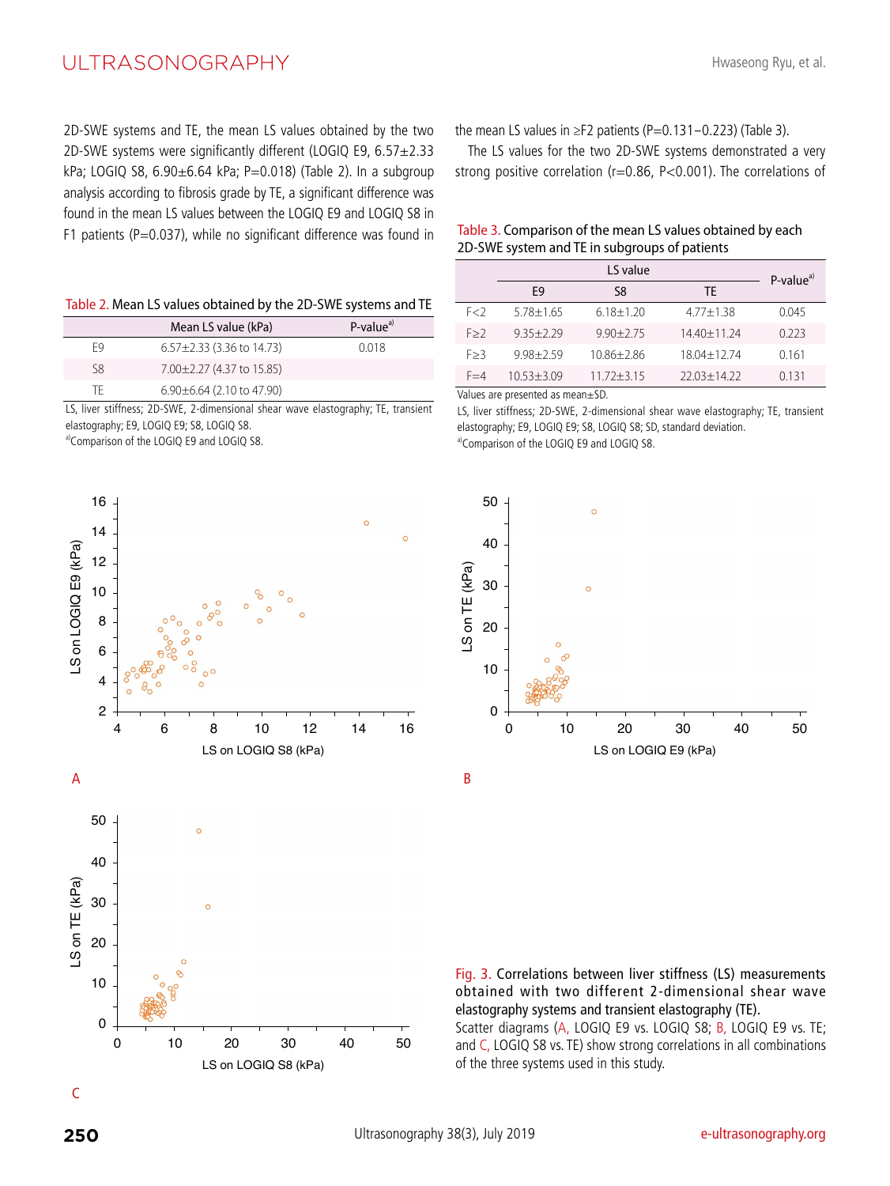2D-SWE systems and TE, the mean LS values obtained by the two 2D-SWE systems were significantly different (LOGIQ E9, 6.57±2.33 kPa; LOGIQ S8, 6.90±6.64 kPa; P=0.018) (Table 2). In a subgroup analysis according to fibrosis grade by TE, a significant difference was found in the mean LS values between the LOGIQ E9 and LOGIQ S8 in F1 patients (P=0.037), while no significant difference was found in the mean LS values in ≥F2 patients (P=0.131–0.223) (Table 3).

The LS values for the two 2D-SWE systems demonstrated a very strong positive correlation (r=0.86, P<0.001). The correlations of

Table 2. Mean LS values obtained by the 2D-SWE systems and TE

| | Mean LS value (kPa) | P-value[a] |
|---|---|---|
| E9 | 6.57±2.33 (3.36 to 14.73) | 0.018 |
| S8 | 7.00±2.27 (4.37 to 15.85) | |
| TE | 6.90±6.64 (2.10 to 47.90) | |

LS, liver stiffness; 2D-SWE, 2-dimensional shear wave elastography; TE, transient elastography; E9, LOGIQ E9; S8, LOGIQ S8.
[a]Comparison of the LOGIQ E9 and LOGIQ S8.

Table 3. Comparison of the mean LS values obtained by each 2D-SWE system and TE in subgroups of patients

| | LS value | | | P-value[a] |
|---|---|---|---|---|
| | E9 | S8 | TE | |
| F<2 | 5.78±1.65 | 6.18±1.20 | 4.77±1.38 | 0.045 |
| F≥2 | 9.35±2.29 | 9.90±2.75 | 14.40±11.24 | 0.223 |
| F≥3 | 9.98±2.59 | 10.86±2.86 | 18.04±12.74 | 0.161 |
| F=4 | 10.53±3.09 | 11.72±3.15 | 22.03±14.22 | 0.131 |

Values are presented as mean±SD.
LS, liver stiffness; 2D-SWE, 2-dimensional shear wave elastography; TE, transient elastography; E9, LOGIQ E9; S8, LOGIQ S8; SD, standard deviation.
[a]Comparison of the LOGIQ E9 and LOGIQ S8.

Fig. 3. Correlations between liver stiffness (LS) measurements obtained with two different 2-dimensional shear wave elastography systems and transient elastography (TE).
Scatter diagrams (A, LOGIQ E9 vs. LOGIQ S8; B, LOGIQ E9 vs. TE; and C, LOGIQ S8 vs. TE) show strong correlations in all combinations of the three systems used in this study.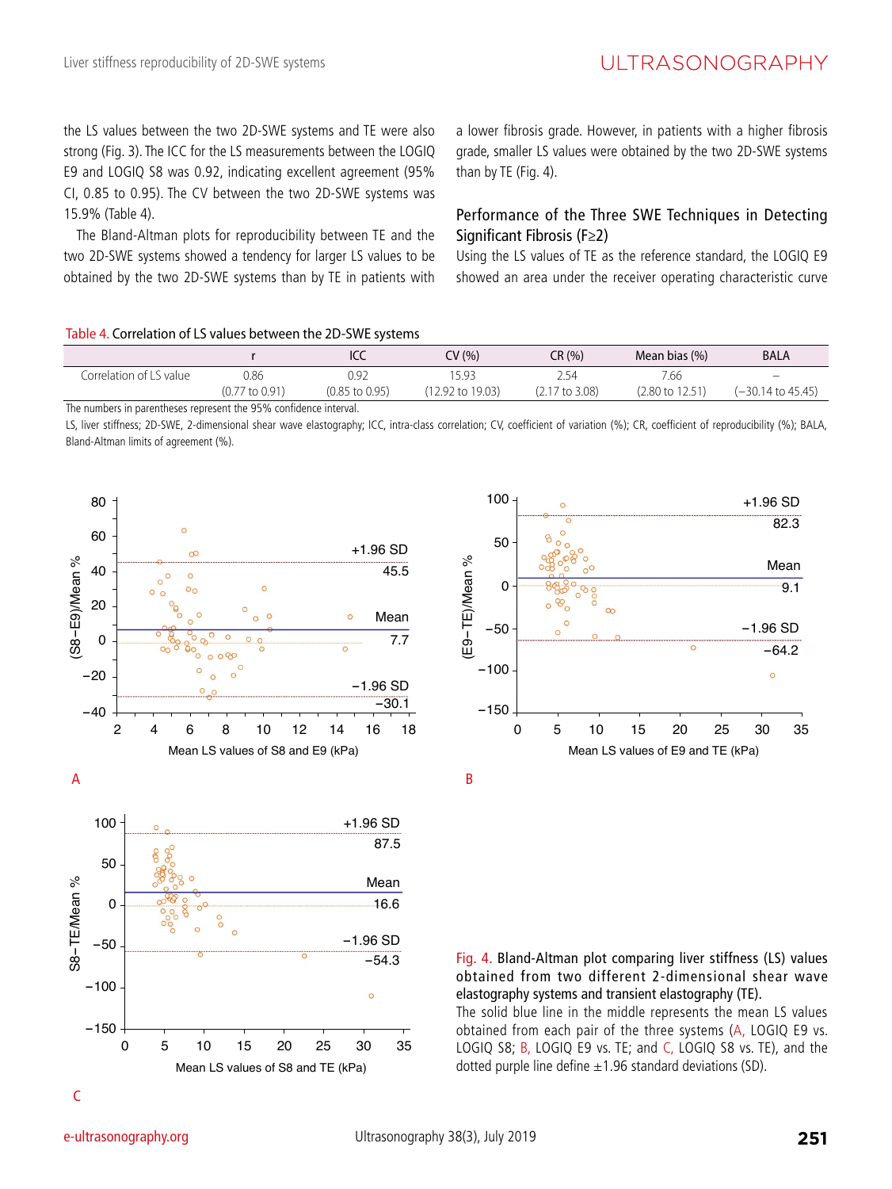the LS values between the two 2D-SWE systems and TE were also strong (Fig. 3). The ICC for the LS measurements between the LOGIQ E9 and LOGIQ S8 was 0.92, indicating excellent agreement (95% CI, 0.85 to 0.95). The CV between the two 2D-SWE systems was 15.9% (Table 4).

The Bland-Altman plots for reproducibility between TE and the two 2D-SWE systems showed a tendency for larger LS values to be obtained by the two 2D-SWE systems than by TE in patients with a lower fibrosis grade. However, in patients with a higher fibrosis grade, smaller LS values were obtained by the two 2D-SWE systems than by TE (Fig. 4).

### Performance of the Three SWE Techniques in Detecting Significant Fibrosis (F≥2)

Using the LS values of TE as the reference standard, the LOGIQ E9 showed an area under the receiver operating characteristic curve

Table 4. Correlation of LS values between the 2D-SWE systems

| | r | ICC | CV (%) | CR (%) | Mean bias (%) | BALA |
|---|---|---|---|---|---|---|
| Correlation of LS value | 0.86 (0.77 to 0.91) | 0.92 (0.85 to 0.95) | 15.93 (12.92 to 19.03) | 2.54 (2.17 to 3.08) | 7.66 (2.80 to 12.51) | – (−30.14 to 45.45) |

The numbers in parentheses represent the 95% confidence interval.

LS, liver stiffness; 2D-SWE, 2-dimensional shear wave elastography; ICC, intra-class correlation; CV, coefficient of variation (%); CR, coefficient of reproducibility (%); BALA, Bland-Altman limits of agreement (%).

Fig. 4. Bland-Altman plot comparing liver stiffness (LS) values obtained from two different 2-dimensional shear wave elastography systems and transient elastography (TE).
The solid blue line in the middle represents the mean LS values obtained from each pair of the three systems (A, LOGIQ E9 vs. LOGIQ S8; B, LOGIQ E9 vs. TE; and C, LOGIQ S8 vs. TE), and the dotted purple line define ±1.96 standard deviations (SD).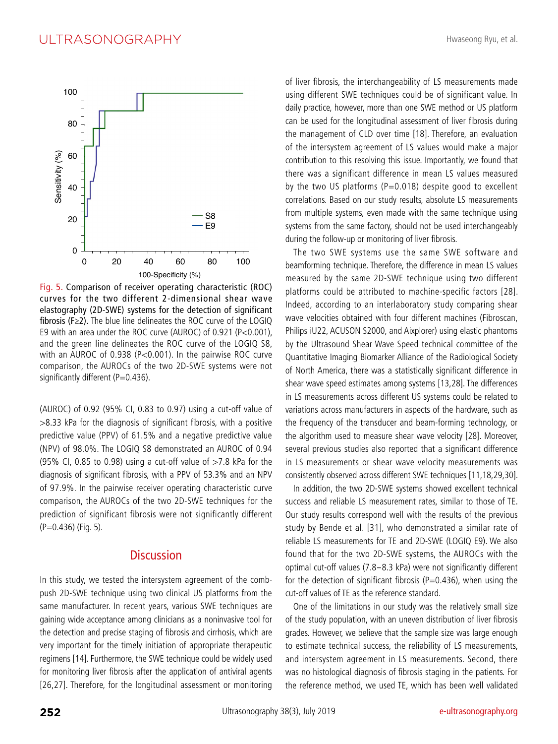Fig. 5. Comparison of receiver operating characteristic (ROC) curves for the two different 2-dimensional shear wave elastography (2D-SWE) systems for the detection of significant fibrosis (F≥2). The blue line delineates the ROC curve of the LOGIQ E9 with an area under the ROC curve (AUROC) of 0.921 (P<0.001), and the green line delineates the ROC curve of the LOGIQ S8, with an AUROC of 0.938 (P<0.001). In the pairwise ROC curve comparison, the AUROCs of the two 2D-SWE systems were not significantly different (P=0.436).

(AUROC) of 0.92 (95% CI, 0.83 to 0.97) using a cut-off value of >8.33 kPa for the diagnosis of significant fibrosis, with a positive predictive value (PPV) of 61.5% and a negative predictive value (NPV) of 98.0%. The LOGIQ S8 demonstrated an AUROC of 0.94 (95% CI, 0.85 to 0.98) using a cut-off value of >7.8 kPa for the diagnosis of significant fibrosis, with a PPV of 53.3% and an NPV of 97.9%. In the pairwise receiver operating characteristic curve comparison, the AUROCs of the two 2D-SWE techniques for the prediction of significant fibrosis were not significantly different (P=0.436) (Fig. 5).

## Discussion

In this study, we tested the intersystem agreement of the comb-push 2D-SWE technique using two clinical US platforms from the same manufacturer. In recent years, various SWE techniques are gaining wide acceptance among clinicians as a noninvasive tool for the detection and precise staging of fibrosis and cirrhosis, which are very important for the timely initiation of appropriate therapeutic regimens [14]. Furthermore, the SWE technique could be widely used for monitoring liver fibrosis after the application of antiviral agents [26,27]. Therefore, for the longitudinal assessment or monitoring of liver fibrosis, the interchangeability of LS measurements made using different SWE techniques could be of significant value. In daily practice, however, more than one SWE method or US platform can be used for the longitudinal assessment of liver fibrosis during the management of CLD over time [18]. Therefore, an evaluation of the intersystem agreement of LS values would make a major contribution to this resolving this issue. Importantly, we found that there was a significant difference in mean LS values measured by the two US platforms (P=0.018) despite good to excellent correlations. Based on our study results, absolute LS measurements from multiple systems, even made with the same technique using systems from the same factory, should not be used interchangeably during the follow-up or monitoring of liver fibrosis.

The two SWE systems use the same SWE software and beamforming technique. Therefore, the difference in mean LS values measured by the same 2D-SWE technique using two different platforms could be attributed to machine-specific factors [28]. Indeed, according to an interlaboratory study comparing shear wave velocities obtained with four different machines (Fibroscan, Philips iU22, ACUSON S2000, and Aixplorer) using elastic phantoms by the Ultrasound Shear Wave Speed technical committee of the Quantitative Imaging Biomarker Alliance of the Radiological Society of North America, there was a statistically significant difference in shear wave speed estimates among systems [13,28]. The differences in LS measurements across different US systems could be related to variations across manufacturers in aspects of the hardware, such as the frequency of the transducer and beam-forming technology, or the algorithm used to measure shear wave velocity [28]. Moreover, several previous studies also reported that a significant difference in LS measurements or shear wave velocity measurements was consistently observed across different SWE techniques [11,18,29,30].

In addition, the two 2D-SWE systems showed excellent technical success and reliable LS measurement rates, similar to those of TE. Our study results correspond well with the results of the previous study by Bende et al. [31], who demonstrated a similar rate of reliable LS measurements for TE and 2D-SWE (LOGIQ E9). We also found that for the two 2D-SWE systems, the AUROCs with the optimal cut-off values (7.8–8.3 kPa) were not significantly different for the detection of significant fibrosis (P=0.436), when using the cut-off values of TE as the reference standard.

One of the limitations in our study was the relatively small size of the study population, with an uneven distribution of liver fibrosis grades. However, we believe that the sample size was large enough to estimate technical success, the reliability of LS measurements, and intersystem agreement in LS measurements. Second, there was no histological diagnosis of fibrosis staging in the patients. For the reference method, we used TE, which has been well validated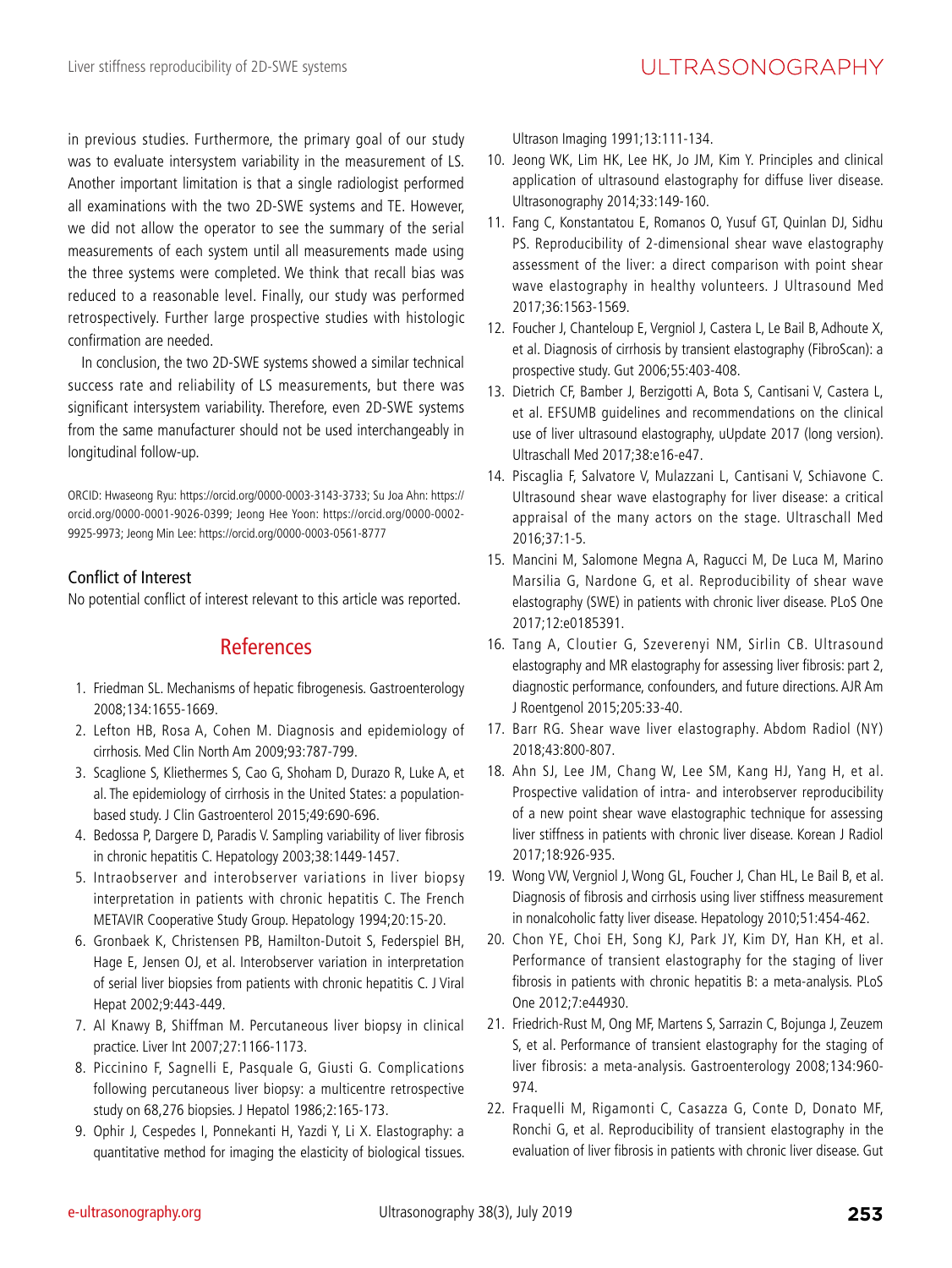in previous studies. Furthermore, the primary goal of our study was to evaluate intersystem variability in the measurement of LS. Another important limitation is that a single radiologist performed all examinations with the two 2D-SWE systems and TE. However, we did not allow the operator to see the summary of the serial measurements of each system until all measurements made using the three systems were completed. We think that recall bias was reduced to a reasonable level. Finally, our study was performed retrospectively. Further large prospective studies with histologic confirmation are needed.

In conclusion, the two 2D-SWE systems showed a similar technical success rate and reliability of LS measurements, but there was significant intersystem variability. Therefore, even 2D-SWE systems from the same manufacturer should not be used interchangeably in longitudinal follow-up.

ORCID: Hwaseong Ryu: https://orcid.org/0000-0003-3143-3733; Su Joa Ahn: https://orcid.org/0000-0001-9026-0399; Jeong Hee Yoon: https://orcid.org/0000-0002-9925-9973; Jeong Min Lee: https://orcid.org/0000-0003-0561-8777

### Conflict of Interest

No potential conflict of interest relevant to this article was reported.

## References

1. Friedman SL. Mechanisms of hepatic fibrogenesis. Gastroenterology 2008;134:1655-1669.
2. Lefton HB, Rosa A, Cohen M. Diagnosis and epidemiology of cirrhosis. Med Clin North Am 2009;93:787-799.
3. Scaglione S, Kliethermes S, Cao G, Shoham D, Durazo R, Luke A, et al. The epidemiology of cirrhosis in the United States: a population-based study. J Clin Gastroenterol 2015;49:690-696.
4. Bedossa P, Dargere D, Paradis V. Sampling variability of liver fibrosis in chronic hepatitis C. Hepatology 2003;38:1449-1457.
5. Intraobserver and interobserver variations in liver biopsy interpretation in patients with chronic hepatitis C. The French METAVIR Cooperative Study Group. Hepatology 1994;20:15-20.
6. Gronbaek K, Christensen PB, Hamilton-Dutoit S, Federspiel BH, Hage E, Jensen OJ, et al. Interobserver variation in interpretation of serial liver biopsies from patients with chronic hepatitis C. J Viral Hepat 2002;9:443-449.
7. Al Knawy B, Shiffman M. Percutaneous liver biopsy in clinical practice. Liver Int 2007;27:1166-1173.
8. Piccinino F, Sagnelli E, Pasquale G, Giusti G. Complications following percutaneous liver biopsy: a multicentre retrospective study on 68,276 biopsies. J Hepatol 1986;2:165-173.
9. Ophir J, Cespedes I, Ponnekanti H, Yazdi Y, Li X. Elastography: a quantitative method for imaging the elasticity of biological tissues. Ultrason Imaging 1991;13:111-134.
10. Jeong WK, Lim HK, Lee HK, Jo JM, Kim Y. Principles and clinical application of ultrasound elastography for diffuse liver disease. Ultrasonography 2014;33:149-160.
11. Fang C, Konstantatou E, Romanos O, Yusuf GT, Quinlan DJ, Sidhu PS. Reproducibility of 2-dimensional shear wave elastography assessment of the liver: a direct comparison with point shear wave elastography in healthy volunteers. J Ultrasound Med 2017;36:1563-1569.
12. Foucher J, Chanteloup E, Vergniol J, Castera L, Le Bail B, Adhoute X, et al. Diagnosis of cirrhosis by transient elastography (FibroScan): a prospective study. Gut 2006;55:403-408.
13. Dietrich CF, Bamber J, Berzigotti A, Bota S, Cantisani V, Castera L, et al. EFSUMB guidelines and recommendations on the clinical use of liver ultrasound elastography, uUpdate 2017 (long version). Ultraschall Med 2017;38:e16-e47.
14. Piscaglia F, Salvatore V, Mulazzani L, Cantisani V, Schiavone C. Ultrasound shear wave elastography for liver disease: a critical appraisal of the many actors on the stage. Ultraschall Med 2016;37:1-5.
15. Mancini M, Salomone Megna A, Ragucci M, De Luca M, Marino Marsilia G, Nardone G, et al. Reproducibility of shear wave elastography (SWE) in patients with chronic liver disease. PLoS One 2017;12:e0185391.
16. Tang A, Cloutier G, Szeverenyi NM, Sirlin CB. Ultrasound elastography and MR elastography for assessing liver fibrosis: part 2, diagnostic performance, confounders, and future directions. AJR Am J Roentgenol 2015;205:33-40.
17. Barr RG. Shear wave liver elastography. Abdom Radiol (NY) 2018;43:800-807.
18. Ahn SJ, Lee JM, Chang W, Lee SM, Kang HJ, Yang H, et al. Prospective validation of intra- and interobserver reproducibility of a new point shear wave elastographic technique for assessing liver stiffness in patients with chronic liver disease. Korean J Radiol 2017;18:926-935.
19. Wong VW, Vergniol J, Wong GL, Foucher J, Chan HL, Le Bail B, et al. Diagnosis of fibrosis and cirrhosis using liver stiffness measurement in nonalcoholic fatty liver disease. Hepatology 2010;51:454-462.
20. Chon YE, Choi EH, Song KJ, Park JY, Kim DY, Han KH, et al. Performance of transient elastography for the staging of liver fibrosis in patients with chronic hepatitis B: a meta-analysis. PLoS One 2012;7:e44930.
21. Friedrich-Rust M, Ong MF, Martens S, Sarrazin C, Bojunga J, Zeuzem S, et al. Performance of transient elastography for the staging of liver fibrosis: a meta-analysis. Gastroenterology 2008;134:960-974.
22. Fraquelli M, Rigamonti C, Casazza G, Conte D, Donato MF, Ronchi G, et al. Reproducibility of transient elastography in the evaluation of liver fibrosis in patients with chronic liver disease. Gut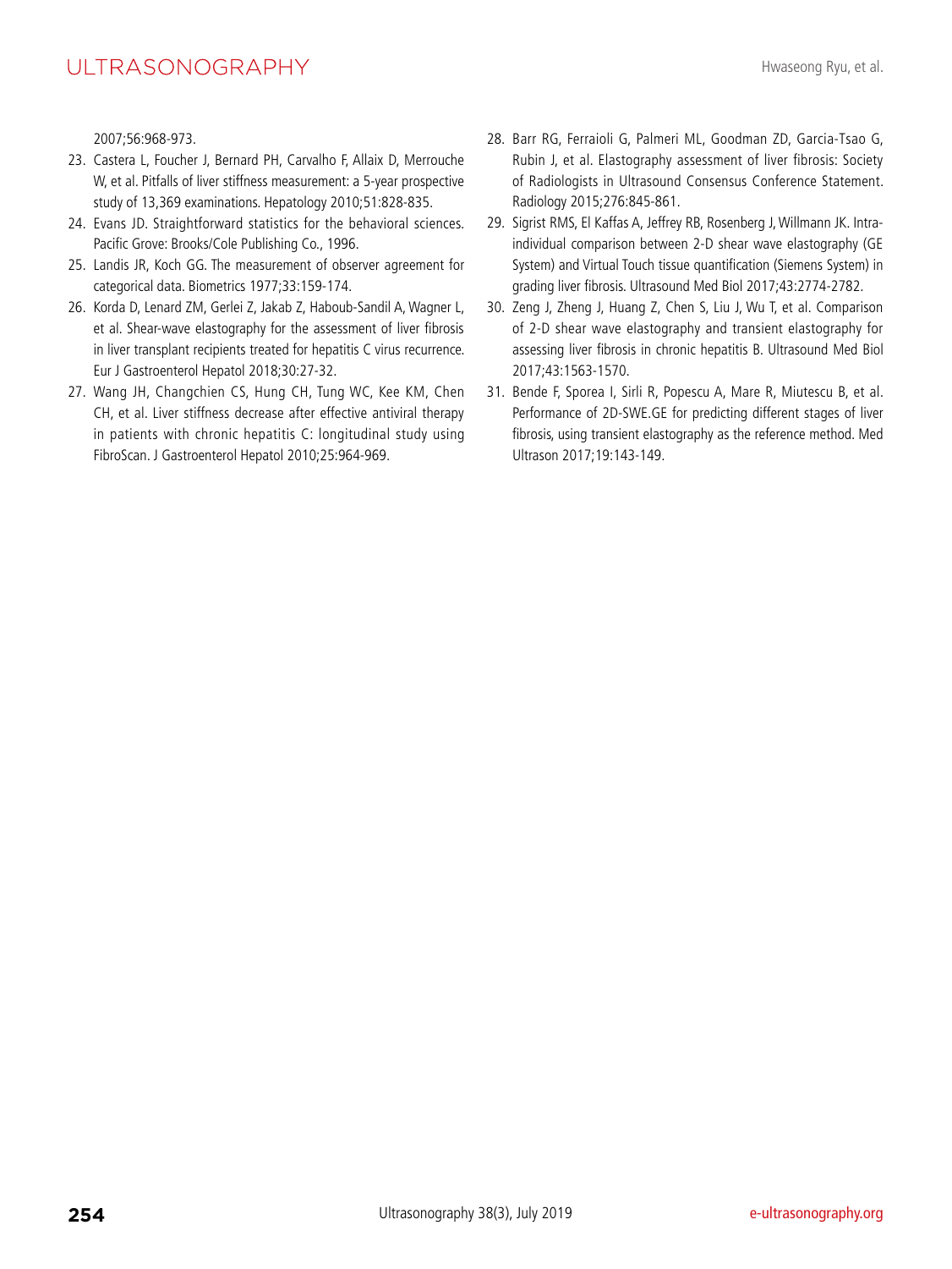2007;56:968-973.

23. Castera L, Foucher J, Bernard PH, Carvalho F, Allaix D, Merrouche W, et al. Pitfalls of liver stiffness measurement: a 5-year prospective study of 13,369 examinations. Hepatology 2010;51:828-835.
24. Evans JD. Straightforward statistics for the behavioral sciences. Pacific Grove: Brooks/Cole Publishing Co., 1996.
25. Landis JR, Koch GG. The measurement of observer agreement for categorical data. Biometrics 1977;33:159-174.
26. Korda D, Lenard ZM, Gerlei Z, Jakab Z, Haboub-Sandil A, Wagner L, et al. Shear-wave elastography for the assessment of liver fibrosis in liver transplant recipients treated for hepatitis C virus recurrence. Eur J Gastroenterol Hepatol 2018;30:27-32.
27. Wang JH, Changchien CS, Hung CH, Tung WC, Kee KM, Chen CH, et al. Liver stiffness decrease after effective antiviral therapy in patients with chronic hepatitis C: longitudinal study using FibroScan. J Gastroenterol Hepatol 2010;25:964-969.
28. Barr RG, Ferraioli G, Palmeri ML, Goodman ZD, Garcia-Tsao G, Rubin J, et al. Elastography assessment of liver fibrosis: Society of Radiologists in Ultrasound Consensus Conference Statement. Radiology 2015;276:845-861.
29. Sigrist RMS, El Kaffas A, Jeffrey RB, Rosenberg J, Willmann JK. Intra-individual comparison between 2-D shear wave elastography (GE System) and Virtual Touch tissue quantification (Siemens System) in grading liver fibrosis. Ultrasound Med Biol 2017;43:2774-2782.
30. Zeng J, Zheng J, Huang Z, Chen S, Liu J, Wu T, et al. Comparison of 2-D shear wave elastography and transient elastography for assessing liver fibrosis in chronic hepatitis B. Ultrasound Med Biol 2017;43:1563-1570.
31. Bende F, Sporea I, Sirli R, Popescu A, Mare R, Miutescu B, et al. Performance of 2D-SWE.GE for predicting different stages of liver fibrosis, using transient elastography as the reference method. Med Ultrason 2017;19:143-149.